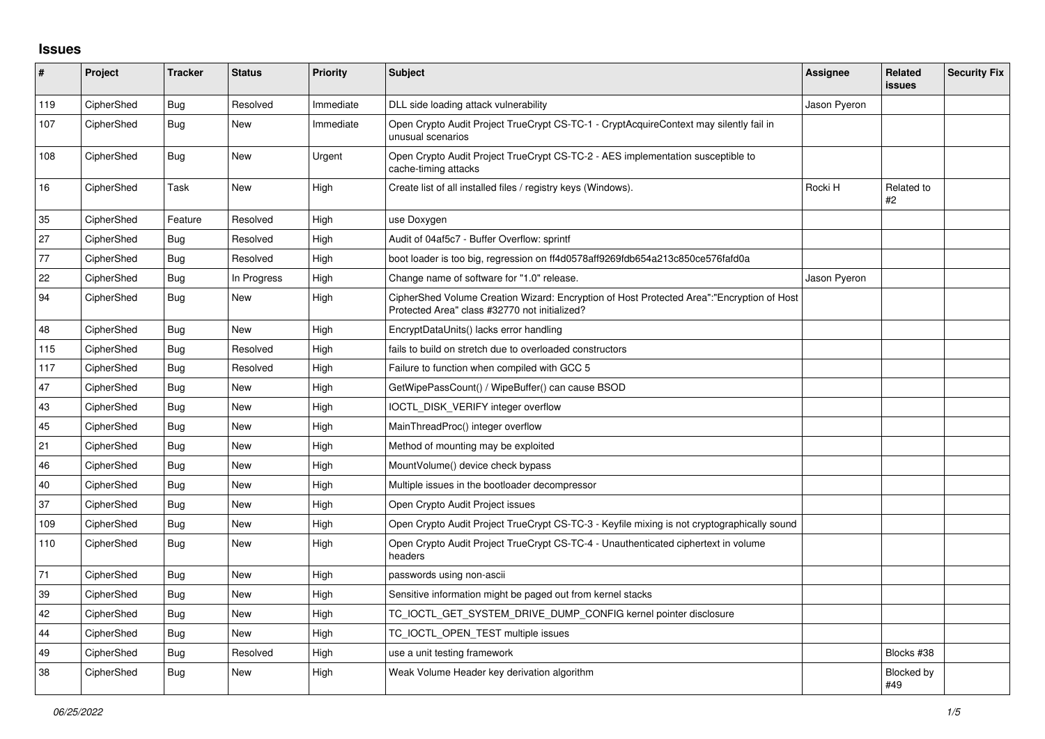## Issues

| # | Project | Tracker | Status | Priority | Subject | Assignee | Related issues | Security Fix |
|---|---|---|---|---|---|---|---|---|
| 119 | CipherShed | Bug | Resolved | Immediate | DLL side loading attack vulnerability | Jason Pyeron | | |
| 107 | CipherShed | Bug | New | Immediate | Open Crypto Audit Project TrueCrypt CS-TC-1 - CryptAcquireContext may silently fail in unusual scenarios | | | |
| 108 | CipherShed | Bug | New | Urgent | Open Crypto Audit Project TrueCrypt CS-TC-2 - AES implementation susceptible to cache-timing attacks | | | |
| 16 | CipherShed | Task | New | High | Create list of all installed files / registry keys (Windows). | Rocki H | Related to #2 | |
| 35 | CipherShed | Feature | Resolved | High | use Doxygen | | | |
| 27 | CipherShed | Bug | Resolved | High | Audit of 04af5c7 - Buffer Overflow: sprintf | | | |
| 77 | CipherShed | Bug | Resolved | High | boot loader is too big, regression on ff4d0578aff9269fdb654a213c850ce576fafd0a | | | |
| 22 | CipherShed | Bug | In Progress | High | Change name of software for "1.0" release. | Jason Pyeron | | |
| 94 | CipherShed | Bug | New | High | CipherShed Volume Creation Wizard: Encryption of Host Protected Area":"Encryption of Host Protected Area" class #32770 not initialized? | | | |
| 48 | CipherShed | Bug | New | High | EncryptDataUnits() lacks error handling | | | |
| 115 | CipherShed | Bug | Resolved | High | fails to build on stretch due to overloaded constructors | | | |
| 117 | CipherShed | Bug | Resolved | High | Failure to function when compiled with GCC 5 | | | |
| 47 | CipherShed | Bug | New | High | GetWipePassCount() / WipeBuffer() can cause BSOD | | | |
| 43 | CipherShed | Bug | New | High | IOCTL_DISK_VERIFY integer overflow | | | |
| 45 | CipherShed | Bug | New | High | MainThreadProc() integer overflow | | | |
| 21 | CipherShed | Bug | New | High | Method of mounting may be exploited | | | |
| 46 | CipherShed | Bug | New | High | MountVolume() device check bypass | | | |
| 40 | CipherShed | Bug | New | High | Multiple issues in the bootloader decompressor | | | |
| 37 | CipherShed | Bug | New | High | Open Crypto Audit Project issues | | | |
| 109 | CipherShed | Bug | New | High | Open Crypto Audit Project TrueCrypt CS-TC-3 - Keyfile mixing is not cryptographically sound | | | |
| 110 | CipherShed | Bug | New | High | Open Crypto Audit Project TrueCrypt CS-TC-4 - Unauthenticated ciphertext in volume headers | | | |
| 71 | CipherShed | Bug | New | High | passwords using non-ascii | | | |
| 39 | CipherShed | Bug | New | High | Sensitive information might be paged out from kernel stacks | | | |
| 42 | CipherShed | Bug | New | High | TC_IOCTL_GET_SYSTEM_DRIVE_DUMP_CONFIG kernel pointer disclosure | | | |
| 44 | CipherShed | Bug | New | High | TC_IOCTL_OPEN_TEST multiple issues | | | |
| 49 | CipherShed | Bug | Resolved | High | use a unit testing framework | | Blocks #38 | |
| 38 | CipherShed | Bug | New | High | Weak Volume Header key derivation algorithm | | Blocked by #49 | |

*06/25/2022*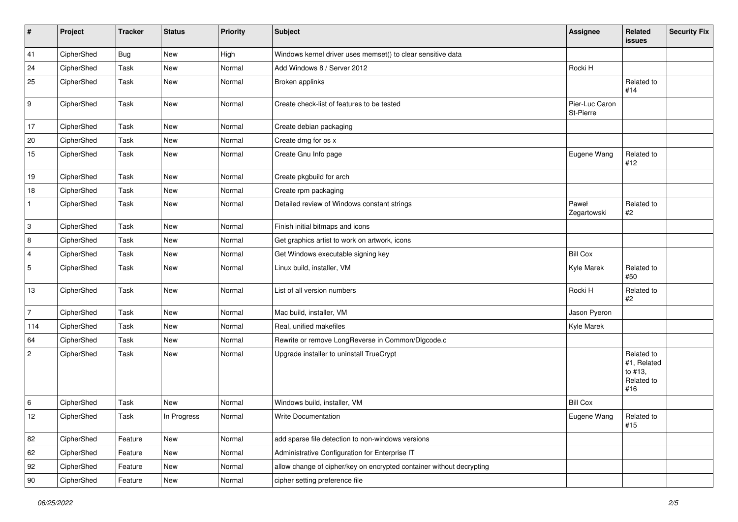| # | Project | Tracker | Status | Priority | Subject | Assignee | Related issues | Security Fix |
|---|---|---|---|---|---|---|---|---|
| 41 | CipherShed | Bug | New | High | Windows kernel driver uses memset() to clear sensitive data | | | |
| 24 | CipherShed | Task | New | Normal | Add Windows 8 / Server 2012 | Rocki H | | |
| 25 | CipherShed | Task | New | Normal | Broken applinks | | Related to #14 | |
| 9 | CipherShed | Task | New | Normal | Create check-list of features to be tested | Pier-Luc Caron St-Pierre | | |
| 17 | CipherShed | Task | New | Normal | Create debian packaging | | | |
| 20 | CipherShed | Task | New | Normal | Create dmg for os x | | | |
| 15 | CipherShed | Task | New | Normal | Create Gnu Info page | Eugene Wang | Related to #12 | |
| 19 | CipherShed | Task | New | Normal | Create pkgbuild for arch | | | |
| 18 | CipherShed | Task | New | Normal | Create rpm packaging | | | |
| 1 | CipherShed | Task | New | Normal | Detailed review of Windows constant strings | Paweł Zegartowski | Related to #2 | |
| 3 | CipherShed | Task | New | Normal | Finish initial bitmaps and icons | | | |
| 8 | CipherShed | Task | New | Normal | Get graphics artist to work on artwork, icons | | | |
| 4 | CipherShed | Task | New | Normal | Get Windows executable signing key | Bill Cox | | |
| 5 | CipherShed | Task | New | Normal | Linux build, installer, VM | Kyle Marek | Related to #50 | |
| 13 | CipherShed | Task | New | Normal | List of all version numbers | Rocki H | Related to #2 | |
| 7 | CipherShed | Task | New | Normal | Mac build, installer, VM | Jason Pyeron | | |
| 114 | CipherShed | Task | New | Normal | Real, unified makefiles | Kyle Marek | | |
| 64 | CipherShed | Task | New | Normal | Rewrite or remove LongReverse in Common/Dlgcode.c | | | |
| 2 | CipherShed | Task | New | Normal | Upgrade installer to uninstall TrueCrypt | | Related to #1, Related to #13, Related to #16 | |
| 6 | CipherShed | Task | New | Normal | Windows build, installer, VM | Bill Cox | | |
| 12 | CipherShed | Task | In Progress | Normal | Write Documentation | Eugene Wang | Related to #15 | |
| 82 | CipherShed | Feature | New | Normal | add sparse file detection to non-windows versions | | | |
| 62 | CipherShed | Feature | New | Normal | Administrative Configuration for Enterprise IT | | | |
| 92 | CipherShed | Feature | New | Normal | allow change of cipher/key on encrypted container without decrypting | | | |
| 90 | CipherShed | Feature | New | Normal | cipher setting preference file | | | |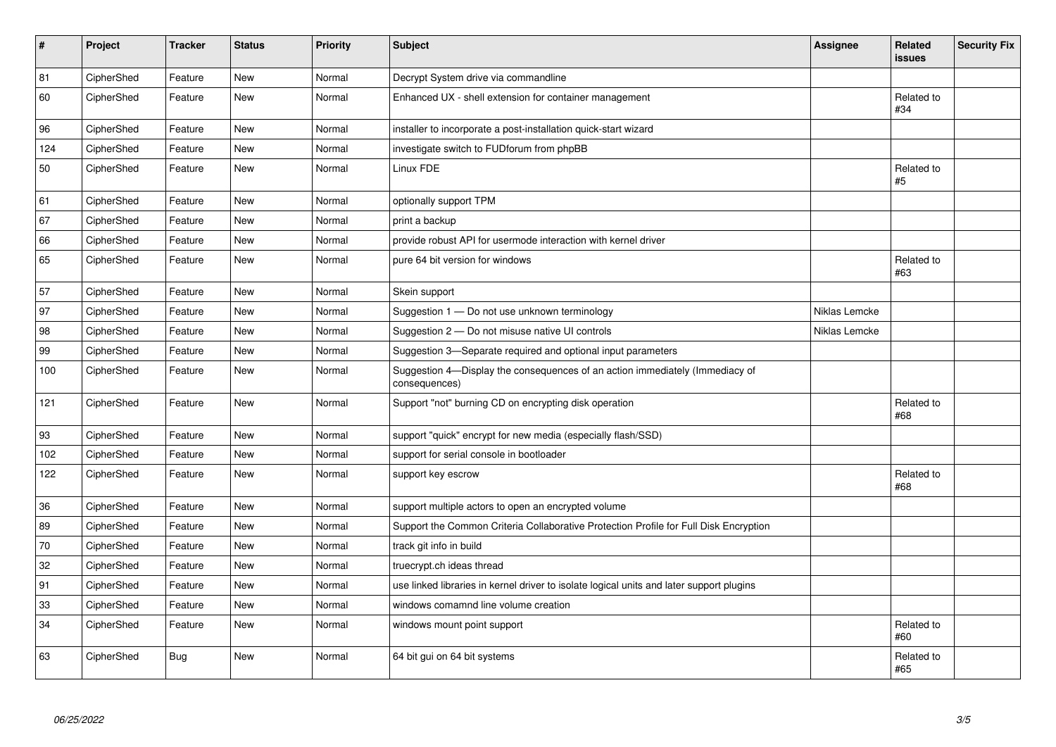| # | Project | Tracker | Status | Priority | Subject | Assignee | Related issues | Security Fix |
|---|---|---|---|---|---|---|---|---|
| 81 | CipherShed | Feature | New | Normal | Decrypt System drive via commandline | | | |
| 60 | CipherShed | Feature | New | Normal | Enhanced UX - shell extension for container management | | Related to #34 | |
| 96 | CipherShed | Feature | New | Normal | installer to incorporate a post-installation quick-start wizard | | | |
| 124 | CipherShed | Feature | New | Normal | investigate switch to FUDforum from phpBB | | | |
| 50 | CipherShed | Feature | New | Normal | Linux FDE | | Related to #5 | |
| 61 | CipherShed | Feature | New | Normal | optionally support TPM | | | |
| 67 | CipherShed | Feature | New | Normal | print a backup | | | |
| 66 | CipherShed | Feature | New | Normal | provide robust API for usermode interaction with kernel driver | | | |
| 65 | CipherShed | Feature | New | Normal | pure 64 bit version for windows | | Related to #63 | |
| 57 | CipherShed | Feature | New | Normal | Skein support | | | |
| 97 | CipherShed | Feature | New | Normal | Suggestion 1 — Do not use unknown terminology | Niklas Lemcke | | |
| 98 | CipherShed | Feature | New | Normal | Suggestion 2 — Do not misuse native UI controls | Niklas Lemcke | | |
| 99 | CipherShed | Feature | New | Normal | Suggestion 3—Separate required and optional input parameters | | | |
| 100 | CipherShed | Feature | New | Normal | Suggestion 4—Display the consequences of an action immediately (Immediacy of consequences) | | | |
| 121 | CipherShed | Feature | New | Normal | Support "not" burning CD on encrypting disk operation | | Related to #68 | |
| 93 | CipherShed | Feature | New | Normal | support "quick" encrypt for new media (especially flash/SSD) | | | |
| 102 | CipherShed | Feature | New | Normal | support for serial console in bootloader | | | |
| 122 | CipherShed | Feature | New | Normal | support key escrow | | Related to #68 | |
| 36 | CipherShed | Feature | New | Normal | support multiple actors to open an encrypted volume | | | |
| 89 | CipherShed | Feature | New | Normal | Support the Common Criteria Collaborative Protection Profile for Full Disk Encryption | | | |
| 70 | CipherShed | Feature | New | Normal | track git info in build | | | |
| 32 | CipherShed | Feature | New | Normal | truecrypt.ch ideas thread | | | |
| 91 | CipherShed | Feature | New | Normal | use linked libraries in kernel driver to isolate logical units and later support plugins | | | |
| 33 | CipherShed | Feature | New | Normal | windows comamnd line volume creation | | | |
| 34 | CipherShed | Feature | New | Normal | windows mount point support | | Related to #60 | |
| 63 | CipherShed | Bug | New | Normal | 64 bit gui on 64 bit systems | | Related to #65 | |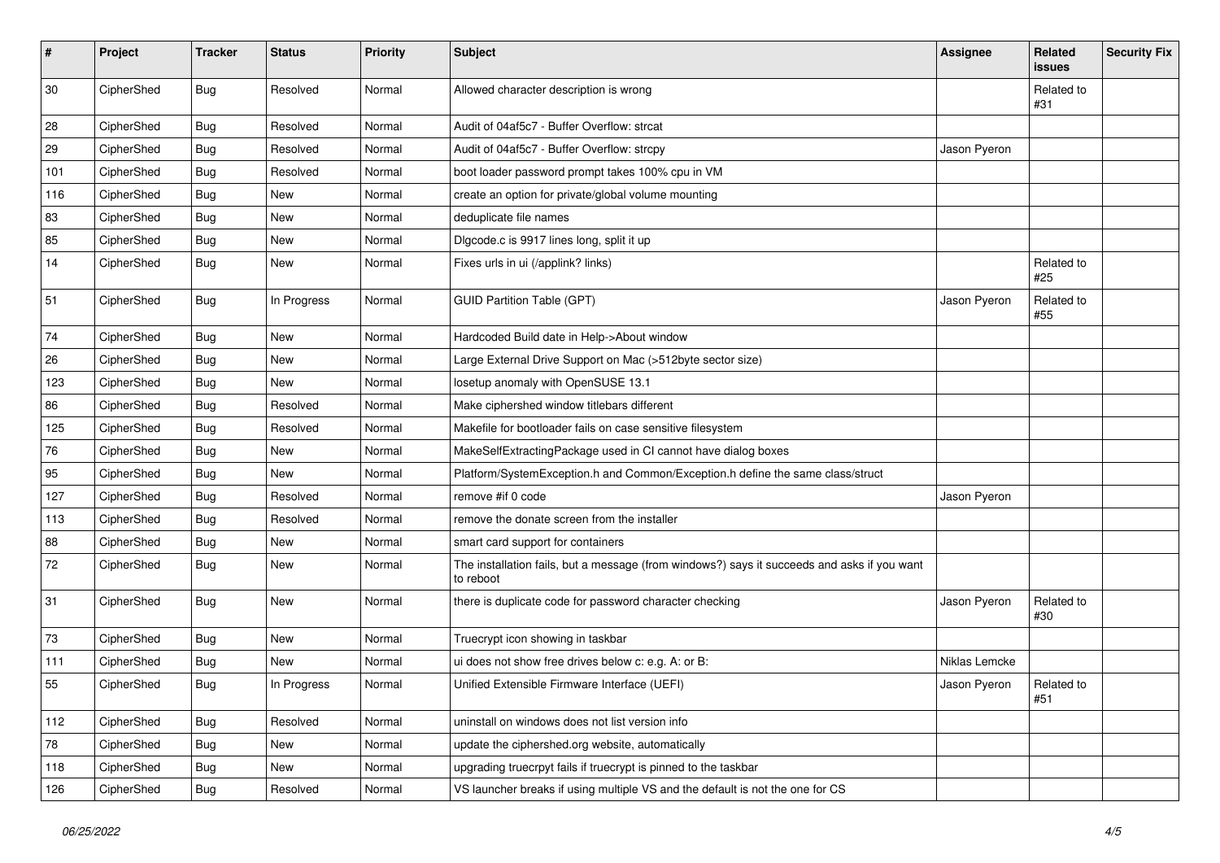| # | Project | Tracker | Status | Priority | Subject | Assignee | Related issues | Security Fix |
|---|---|---|---|---|---|---|---|---|
| 30 | CipherShed | Bug | Resolved | Normal | Allowed character description is wrong | | Related to #31 | |
| 28 | CipherShed | Bug | Resolved | Normal | Audit of 04af5c7 - Buffer Overflow: strcat | | | |
| 29 | CipherShed | Bug | Resolved | Normal | Audit of 04af5c7 - Buffer Overflow: strcpy | Jason Pyeron | | |
| 101 | CipherShed | Bug | Resolved | Normal | boot loader password prompt takes 100% cpu in VM | | | |
| 116 | CipherShed | Bug | New | Normal | create an option for private/global volume mounting | | | |
| 83 | CipherShed | Bug | New | Normal | deduplicate file names | | | |
| 85 | CipherShed | Bug | New | Normal | Dlgcode.c is 9917 lines long, split it up | | | |
| 14 | CipherShed | Bug | New | Normal | Fixes urls in ui (/applink? links) | | Related to #25 | |
| 51 | CipherShed | Bug | In Progress | Normal | GUID Partition Table (GPT) | Jason Pyeron | Related to #55 | |
| 74 | CipherShed | Bug | New | Normal | Hardcoded Build date in Help->About window | | | |
| 26 | CipherShed | Bug | New | Normal | Large External Drive Support on Mac (>512byte sector size) | | | |
| 123 | CipherShed | Bug | New | Normal | losetup anomaly with OpenSUSE 13.1 | | | |
| 86 | CipherShed | Bug | Resolved | Normal | Make ciphershed window titlebars different | | | |
| 125 | CipherShed | Bug | Resolved | Normal | Makefile for bootloader fails on case sensitive filesystem | | | |
| 76 | CipherShed | Bug | New | Normal | MakeSelfExtractingPackage used in CI cannot have dialog boxes | | | |
| 95 | CipherShed | Bug | New | Normal | Platform/SystemException.h and Common/Exception.h define the same class/struct | | | |
| 127 | CipherShed | Bug | Resolved | Normal | remove #if 0 code | Jason Pyeron | | |
| 113 | CipherShed | Bug | Resolved | Normal | remove the donate screen from the installer | | | |
| 88 | CipherShed | Bug | New | Normal | smart card support for containers | | | |
| 72 | CipherShed | Bug | New | Normal | The installation fails, but a message (from windows?) says it succeeds and asks if you want to reboot | | | |
| 31 | CipherShed | Bug | New | Normal | there is duplicate code for password character checking | Jason Pyeron | Related to #30 | |
| 73 | CipherShed | Bug | New | Normal | Truecrypt icon showing in taskbar | | | |
| 111 | CipherShed | Bug | New | Normal | ui does not show free drives below c: e.g. A: or B: | Niklas Lemcke | | |
| 55 | CipherShed | Bug | In Progress | Normal | Unified Extensible Firmware Interface (UEFI) | Jason Pyeron | Related to #51 | |
| 112 | CipherShed | Bug | Resolved | Normal | uninstall on windows does not list version info | | | |
| 78 | CipherShed | Bug | New | Normal | update the ciphershed.org website, automatically | | | |
| 118 | CipherShed | Bug | New | Normal | upgrading truecrpyt fails if truecrypt is pinned to the taskbar | | | |
| 126 | CipherShed | Bug | Resolved | Normal | VS launcher breaks if using multiple VS and the default is not the one for CS | | | |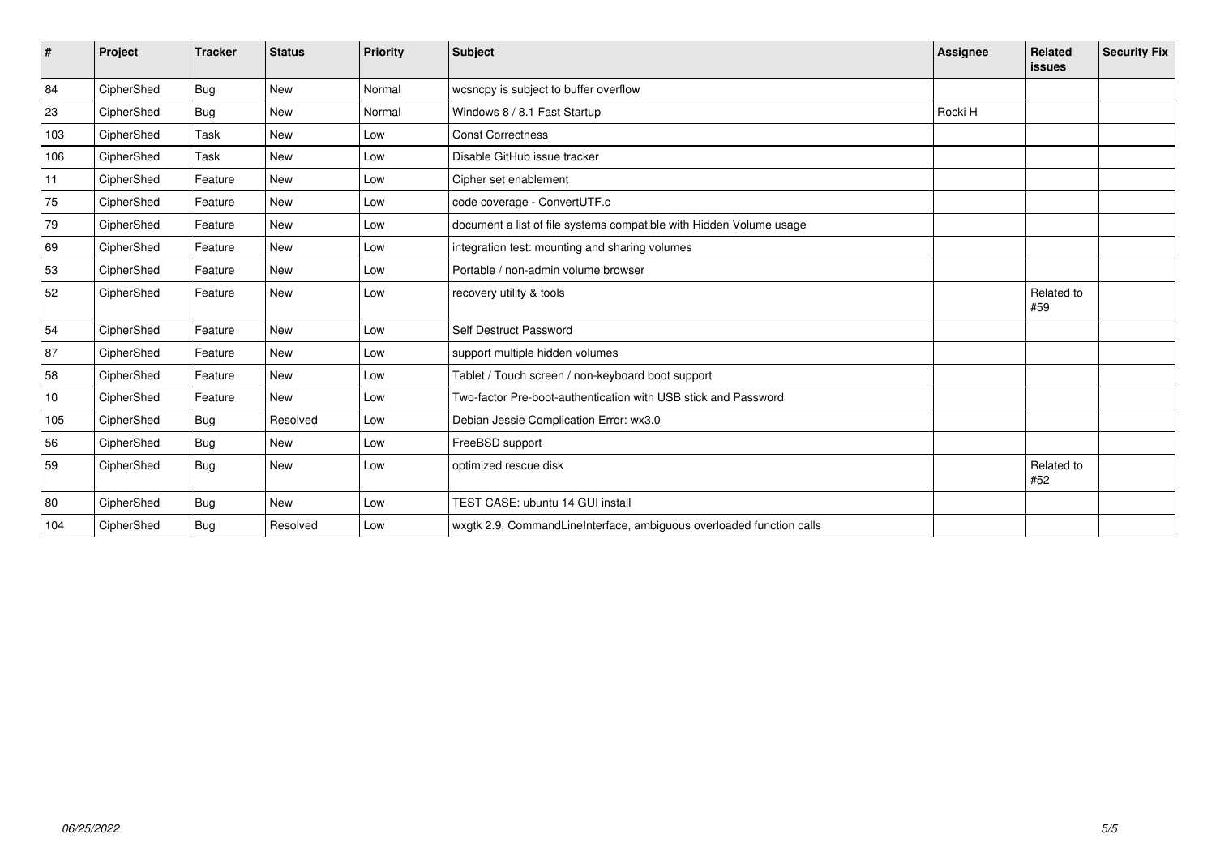| # | Project | Tracker | Status | Priority | Subject | Assignee | Related issues | Security Fix |
|---|---|---|---|---|---|---|---|---|
| 84 | CipherShed | Bug | New | Normal | wcsncpy is subject to buffer overflow | | | |
| 23 | CipherShed | Bug | New | Normal | Windows 8 / 8.1 Fast Startup | Rocki H | | |
| 103 | CipherShed | Task | New | Low | Const Correctness | | | |
| 106 | CipherShed | Task | New | Low | Disable GitHub issue tracker | | | |
| 11 | CipherShed | Feature | New | Low | Cipher set enablement | | | |
| 75 | CipherShed | Feature | New | Low | code coverage - ConvertUTF.c | | | |
| 79 | CipherShed | Feature | New | Low | document a list of file systems compatible with Hidden Volume usage | | | |
| 69 | CipherShed | Feature | New | Low | integration test: mounting and sharing volumes | | | |
| 53 | CipherShed | Feature | New | Low | Portable / non-admin volume browser | | | |
| 52 | CipherShed | Feature | New | Low | recovery utility & tools | | Related to #59 | |
| 54 | CipherShed | Feature | New | Low | Self Destruct Password | | | |
| 87 | CipherShed | Feature | New | Low | support multiple hidden volumes | | | |
| 58 | CipherShed | Feature | New | Low | Tablet / Touch screen / non-keyboard boot support | | | |
| 10 | CipherShed | Feature | New | Low | Two-factor Pre-boot-authentication with USB stick and Password | | | |
| 105 | CipherShed | Bug | Resolved | Low | Debian Jessie Complication Error: wx3.0 | | | |
| 56 | CipherShed | Bug | New | Low | FreeBSD support | | | |
| 59 | CipherShed | Bug | New | Low | optimized rescue disk | | Related to #52 | |
| 80 | CipherShed | Bug | New | Low | TEST CASE: ubuntu 14 GUI install | | | |
| 104 | CipherShed | Bug | Resolved | Low | wxgtk 2.9, CommandLineInterface, ambiguous overloaded function calls | | | |

*06/25/2022*